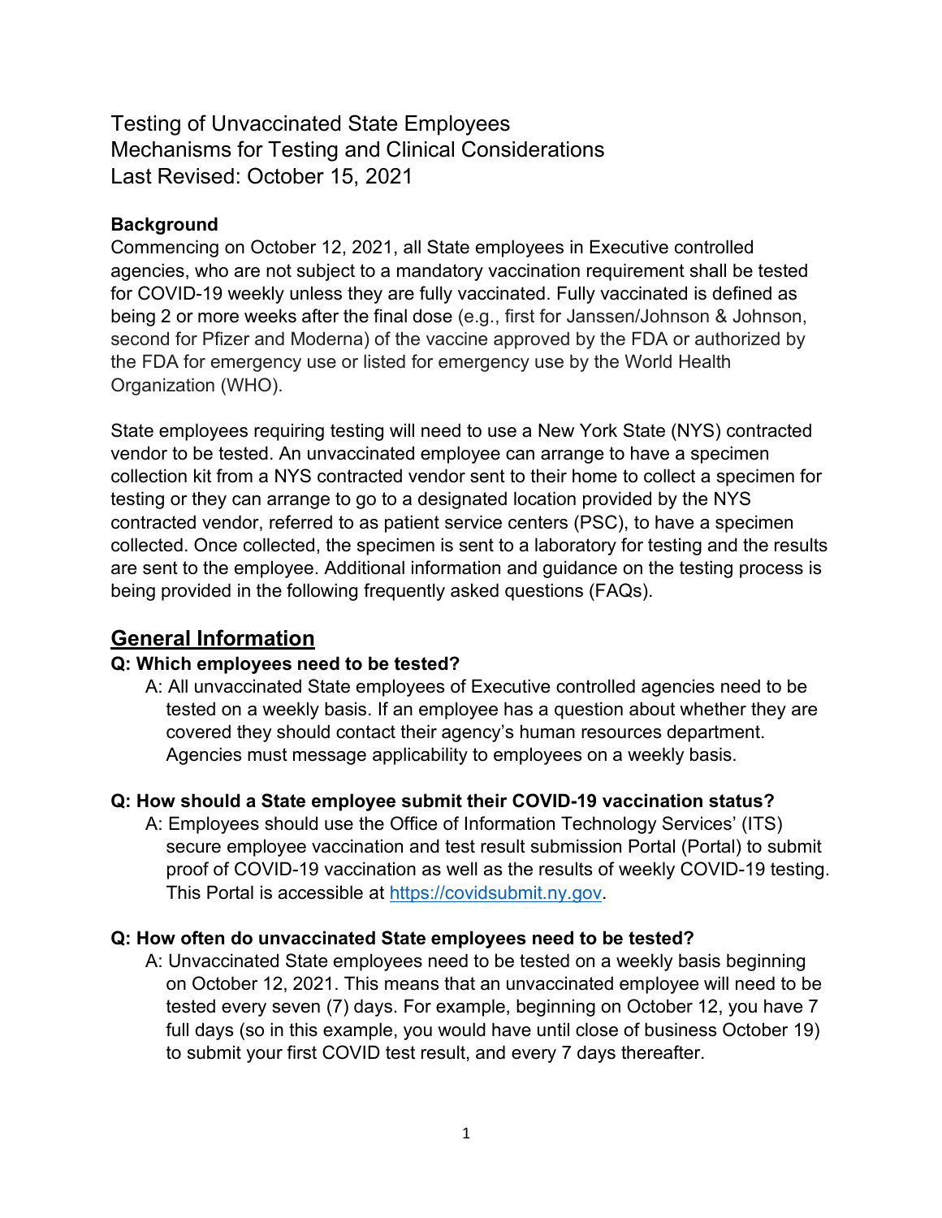# Testing of Unvaccinated State Employees
# Mechanisms for Testing and Clinical Considerations
# Last Revised: October 15, 2021

**Background**

Commencing on October 12, 2021, all State employees in Executive controlled agencies, who are not subject to a mandatory vaccination requirement shall be tested for COVID-19 weekly unless they are fully vaccinated. Fully vaccinated is defined as being 2 or more weeks after the final dose (e.g., first for Janssen/Johnson & Johnson, second for Pfizer and Moderna) of the vaccine approved by the FDA or authorized by the FDA for emergency use or listed for emergency use by the World Health Organization (WHO).

State employees requiring testing will need to use a New York State (NYS) contracted vendor to be tested. An unvaccinated employee can arrange to have a specimen collection kit from a NYS contracted vendor sent to their home to collect a specimen for testing or they can arrange to go to a designated location provided by the NYS contracted vendor, referred to as patient service centers (PSC), to have a specimen collected. Once collected, the specimen is sent to a laboratory for testing and the results are sent to the employee. Additional information and guidance on the testing process is being provided in the following frequently asked questions (FAQs).

## General Information

**Q: Which employees need to be tested?**

A: All unvaccinated State employees of Executive controlled agencies need to be tested on a weekly basis. If an employee has a question about whether they are covered they should contact their agency's human resources department. Agencies must message applicability to employees on a weekly basis.

**Q: How should a State employee submit their COVID-19 vaccination status?**

A: Employees should use the Office of Information Technology Services' (ITS) secure employee vaccination and test result submission Portal (Portal) to submit proof of COVID-19 vaccination as well as the results of weekly COVID-19 testing. This Portal is accessible at [https://covidsubmit.ny.gov](https://covidsubmit.ny.gov).

**Q: How often do unvaccinated State employees need to be tested?**

A: Unvaccinated State employees need to be tested on a weekly basis beginning on October 12, 2021. This means that an unvaccinated employee will need to be tested every seven (7) days. For example, beginning on October 12, you have 7 full days (so in this example, you would have until close of business October 19) to submit your first COVID test result, and every 7 days thereafter.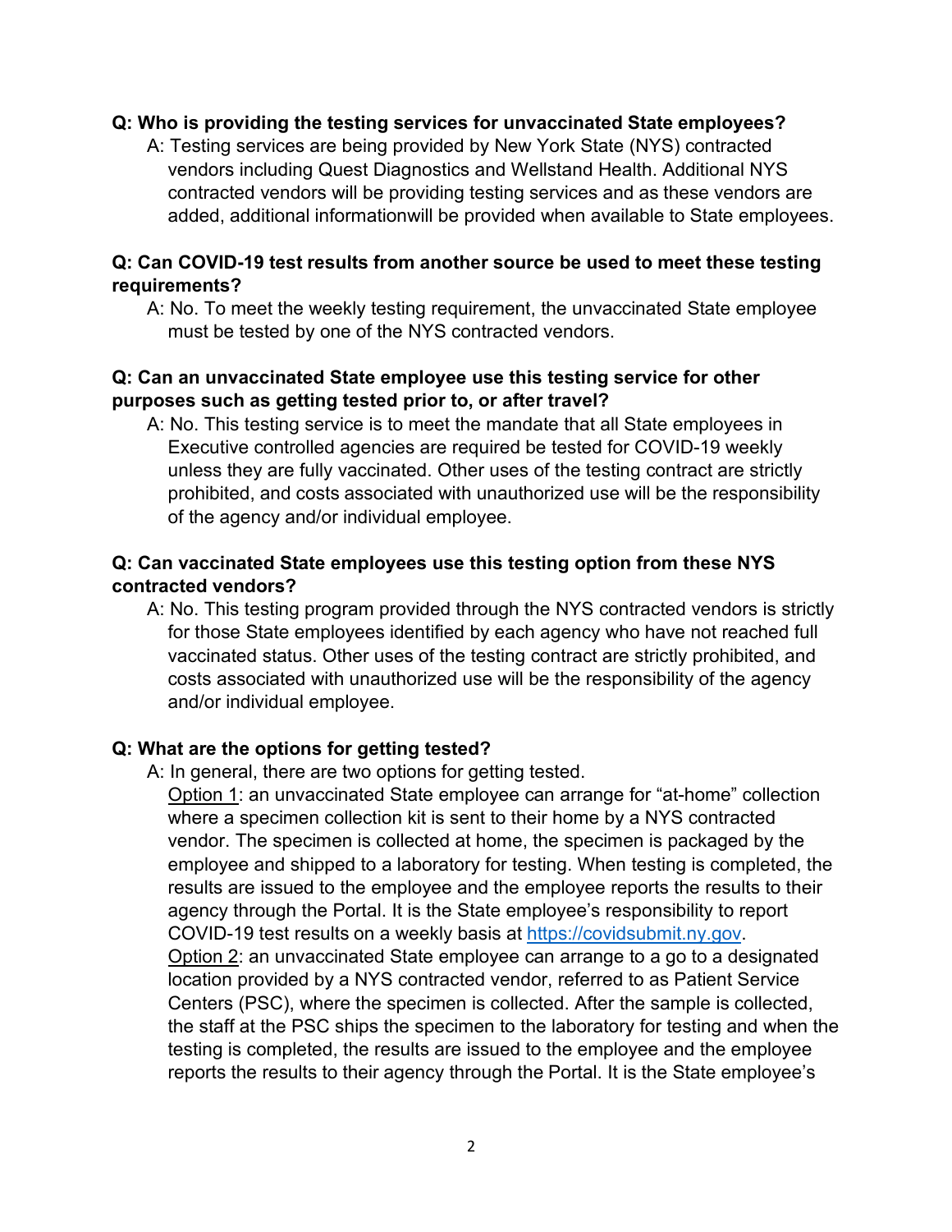**Q: Who is providing the testing services for unvaccinated State employees?**

A: Testing services are being provided by New York State (NYS) contracted vendors including Quest Diagnostics and Wellstand Health. Additional NYS contracted vendors will be providing testing services and as these vendors are added, additional informationwill be provided when available to State employees.

**Q: Can COVID-19 test results from another source be used to meet these testing requirements?**

A: No. To meet the weekly testing requirement, the unvaccinated State employee must be tested by one of the NYS contracted vendors.

**Q: Can an unvaccinated State employee use this testing service for other purposes such as getting tested prior to, or after travel?**

A: No. This testing service is to meet the mandate that all State employees in Executive controlled agencies are required be tested for COVID-19 weekly unless they are fully vaccinated. Other uses of the testing contract are strictly prohibited, and costs associated with unauthorized use will be the responsibility of the agency and/or individual employee.

**Q: Can vaccinated State employees use this testing option from these NYS contracted vendors?**

A: No. This testing program provided through the NYS contracted vendors is strictly for those State employees identified by each agency who have not reached full vaccinated status. Other uses of the testing contract are strictly prohibited, and costs associated with unauthorized use will be the responsibility of the agency and/or individual employee.

**Q: What are the options for getting tested?**

A: In general, there are two options for getting tested.

Option 1: an unvaccinated State employee can arrange for "at-home" collection where a specimen collection kit is sent to their home by a NYS contracted vendor. The specimen is collected at home, the specimen is packaged by the employee and shipped to a laboratory for testing. When testing is completed, the results are issued to the employee and the employee reports the results to their agency through the Portal. It is the State employee's responsibility to report COVID-19 test results on a weekly basis at [https://covidsubmit.ny.gov](https://covidsubmit.ny.gov).

Option 2: an unvaccinated State employee can arrange to a go to a designated location provided by a NYS contracted vendor, referred to as Patient Service Centers (PSC), where the specimen is collected. After the sample is collected, the staff at the PSC ships the specimen to the laboratory for testing and when the testing is completed, the results are issued to the employee and the employee reports the results to their agency through the Portal. It is the State employee's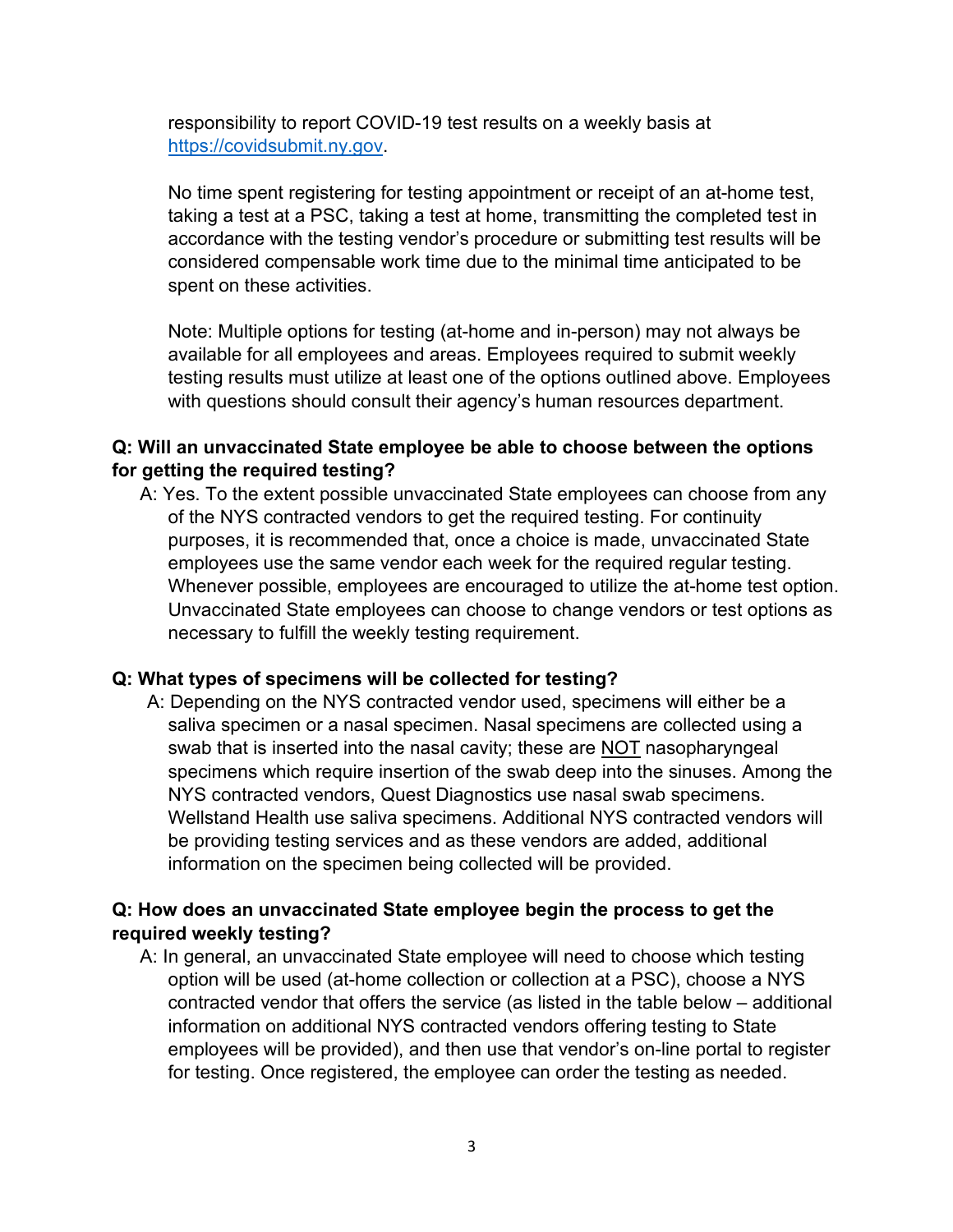responsibility to report COVID-19 test results on a weekly basis at [https://covidsubmit.ny.gov](https://covidsubmit.ny.gov).

No time spent registering for testing appointment or receipt of an at-home test, taking a test at a PSC, taking a test at home, transmitting the completed test in accordance with the testing vendor's procedure or submitting test results will be considered compensable work time due to the minimal time anticipated to be spent on these activities.

Note: Multiple options for testing (at-home and in-person) may not always be available for all employees and areas. Employees required to submit weekly testing results must utilize at least one of the options outlined above. Employees with questions should consult their agency's human resources department.

**Q: Will an unvaccinated State employee be able to choose between the options for getting the required testing?**

A: Yes. To the extent possible unvaccinated State employees can choose from any of the NYS contracted vendors to get the required testing. For continuity purposes, it is recommended that, once a choice is made, unvaccinated State employees use the same vendor each week for the required regular testing. Whenever possible, employees are encouraged to utilize the at-home test option. Unvaccinated State employees can choose to change vendors or test options as necessary to fulfill the weekly testing requirement.

**Q: What types of specimens will be collected for testing?**

A: Depending on the NYS contracted vendor used, specimens will either be a saliva specimen or a nasal specimen. Nasal specimens are collected using a swab that is inserted into the nasal cavity; these are <u>NOT</u> nasopharyngeal specimens which require insertion of the swab deep into the sinuses. Among the NYS contracted vendors, Quest Diagnostics use nasal swab specimens. Wellstand Health use saliva specimens. Additional NYS contracted vendors will be providing testing services and as these vendors are added, additional information on the specimen being collected will be provided.

**Q: How does an unvaccinated State employee begin the process to get the required weekly testing?**

A: In general, an unvaccinated State employee will need to choose which testing option will be used (at-home collection or collection at a PSC), choose a NYS contracted vendor that offers the service (as listed in the table below – additional information on additional NYS contracted vendors offering testing to State employees will be provided), and then use that vendor's on-line portal to register for testing. Once registered, the employee can order the testing as needed.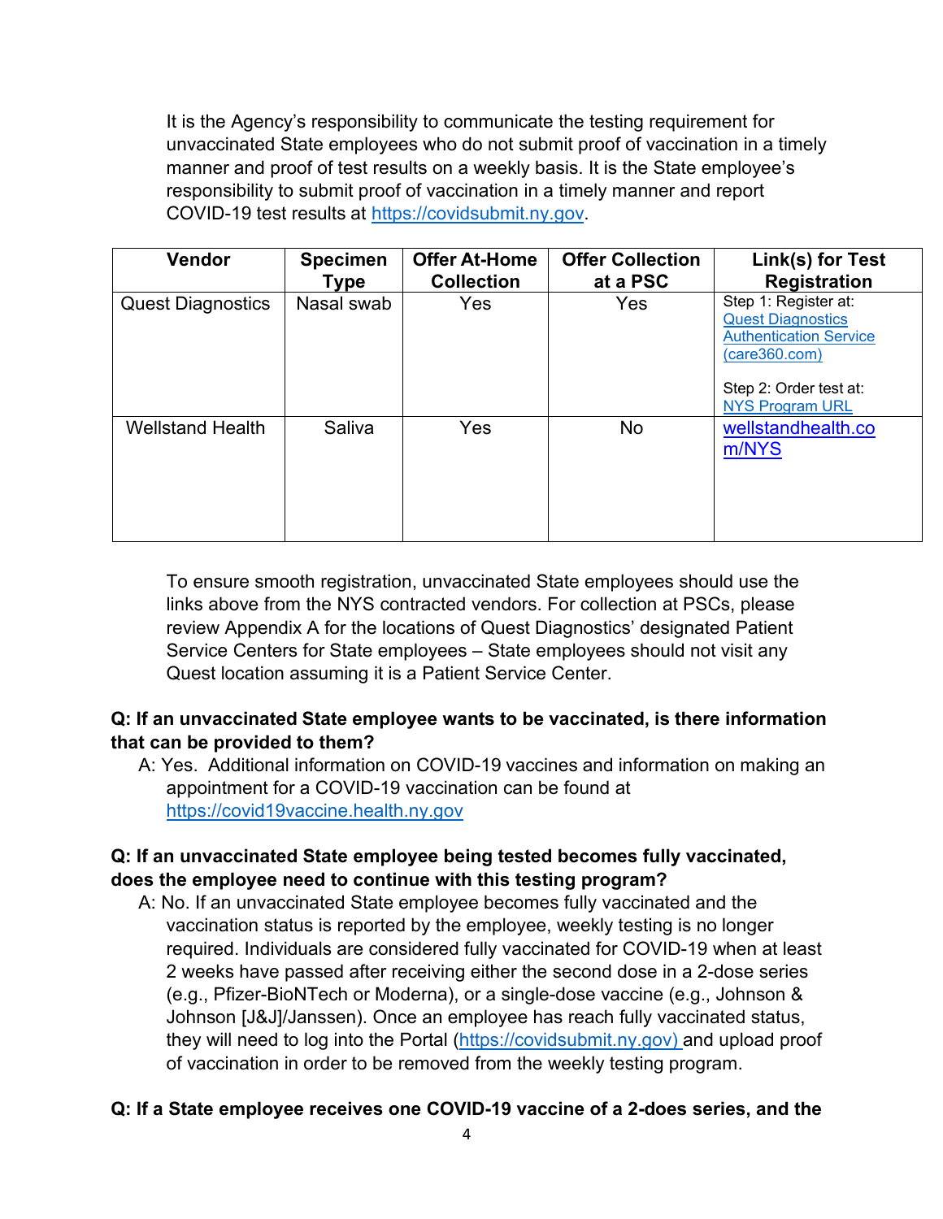It is the Agency's responsibility to communicate the testing requirement for unvaccinated State employees who do not submit proof of vaccination in a timely manner and proof of test results on a weekly basis. It is the State employee's responsibility to submit proof of vaccination in a timely manner and report COVID-19 test results at https://covidsubmit.ny.gov.

| Vendor | Specimen Type | Offer At-Home Collection | Offer Collection at a PSC | Link(s) for Test Registration |
|---|---|---|---|---|
| Quest Diagnostics | Nasal swab | Yes | Yes | Step 1: Register at: Quest Diagnostics Authentication Service (care360.com)<br><br>Step 2: Order test at: NYS Program URL |
| Wellstand Health | Saliva | Yes | No | wellstandhealth.com/NYS |

To ensure smooth registration, unvaccinated State employees should use the links above from the NYS contracted vendors. For collection at PSCs, please review Appendix A for the locations of Quest Diagnostics' designated Patient Service Centers for State employees – State employees should not visit any Quest location assuming it is a Patient Service Center.

**Q: If an unvaccinated State employee wants to be vaccinated, is there information that can be provided to them?**

A: Yes. Additional information on COVID-19 vaccines and information on making an appointment for a COVID-19 vaccination can be found at https://covid19vaccine.health.ny.gov

**Q: If an unvaccinated State employee being tested becomes fully vaccinated, does the employee need to continue with this testing program?**

A: No. If an unvaccinated State employee becomes fully vaccinated and the vaccination status is reported by the employee, weekly testing is no longer required. Individuals are considered fully vaccinated for COVID-19 when at least 2 weeks have passed after receiving either the second dose in a 2-dose series (e.g., Pfizer-BioNTech or Moderna), or a single-dose vaccine (e.g., Johnson & Johnson [J&J]/Janssen). Once an employee has reach fully vaccinated status, they will need to log into the Portal (https://covidsubmit.ny.gov) and upload proof of vaccination in order to be removed from the weekly testing program.

**Q: If a State employee receives one COVID-19 vaccine of a 2-does series, and the**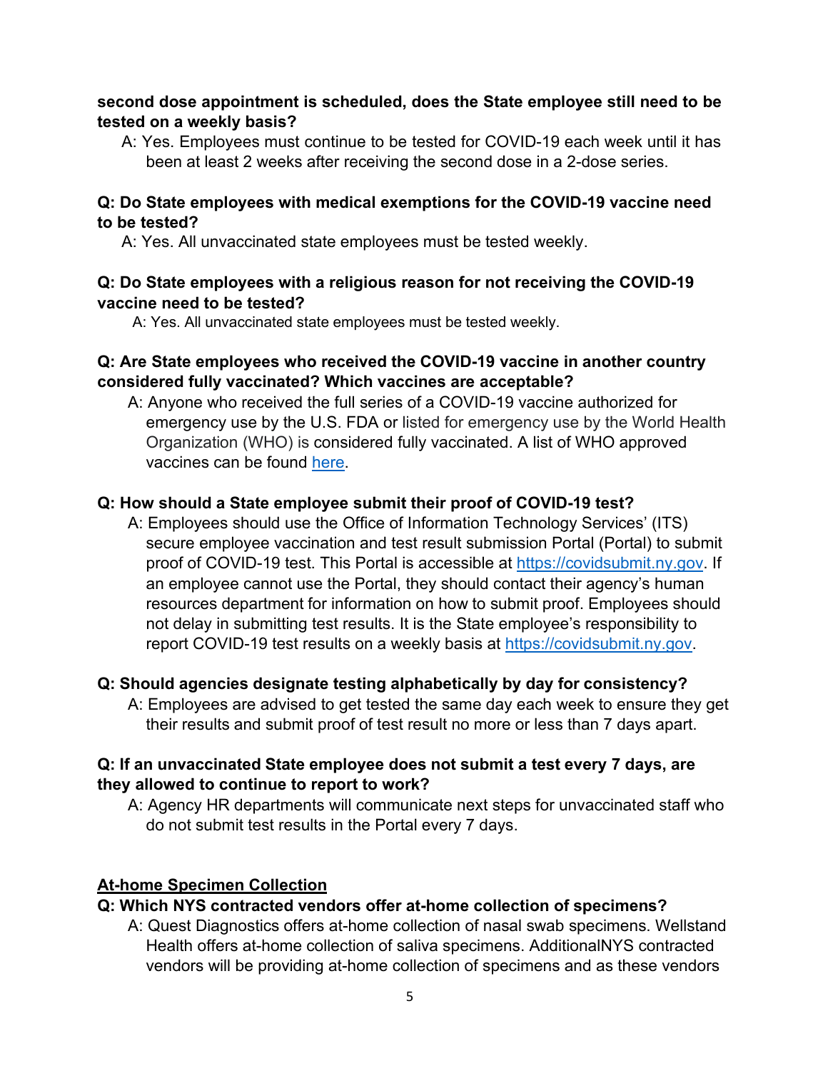**second dose appointment is scheduled, does the State employee still need to be tested on a weekly basis?**

A: Yes. Employees must continue to be tested for COVID-19 each week until it has been at least 2 weeks after receiving the second dose in a 2-dose series.

**Q: Do State employees with medical exemptions for the COVID-19 vaccine need to be tested?**

A: Yes. All unvaccinated state employees must be tested weekly.

**Q: Do State employees with a religious reason for not receiving the COVID-19 vaccine need to be tested?**

A: Yes. All unvaccinated state employees must be tested weekly.

**Q: Are State employees who received the COVID-19 vaccine in another country considered fully vaccinated? Which vaccines are acceptable?**

A: Anyone who received the full series of a COVID-19 vaccine authorized for emergency use by the U.S. FDA or listed for emergency use by the World Health Organization (WHO) is considered fully vaccinated. A list of WHO approved vaccines can be found here.

**Q: How should a State employee submit their proof of COVID-19 test?**

A: Employees should use the Office of Information Technology Services' (ITS) secure employee vaccination and test result submission Portal (Portal) to submit proof of COVID-19 test. This Portal is accessible at https://covidsubmit.ny.gov. If an employee cannot use the Portal, they should contact their agency's human resources department for information on how to submit proof. Employees should not delay in submitting test results. It is the State employee's responsibility to report COVID-19 test results on a weekly basis at https://covidsubmit.ny.gov.

**Q: Should agencies designate testing alphabetically by day for consistency?**

A: Employees are advised to get tested the same day each week to ensure they get their results and submit proof of test result no more or less than 7 days apart.

**Q: If an unvaccinated State employee does not submit a test every 7 days, are they allowed to continue to report to work?**

A: Agency HR departments will communicate next steps for unvaccinated staff who do not submit test results in the Portal every 7 days.

## At-home Specimen Collection

**Q: Which NYS contracted vendors offer at-home collection of specimens?**

A: Quest Diagnostics offers at-home collection of nasal swab specimens. Wellstand Health offers at-home collection of saliva specimens. AdditionalNYS contracted vendors will be providing at-home collection of specimens and as these vendors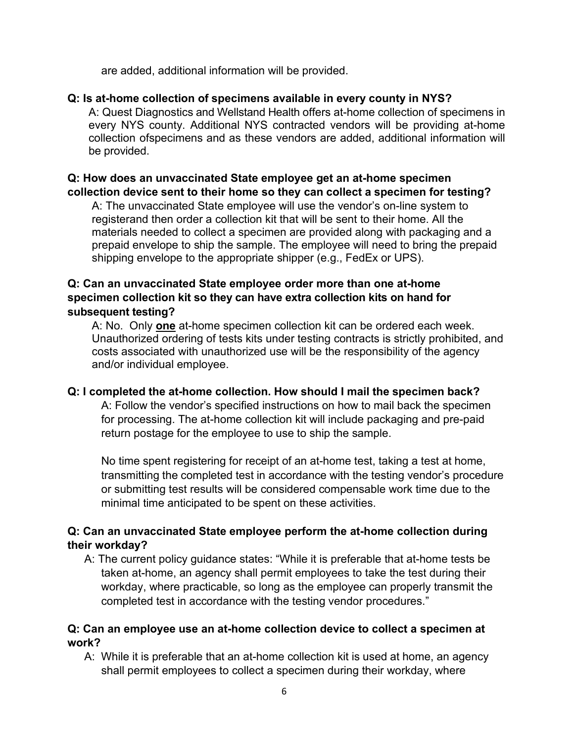are added, additional information will be provided.

**Q: Is at-home collection of specimens available in every county in NYS?**

A: Quest Diagnostics and Wellstand Health offers at-home collection of specimens in every NYS county. Additional NYS contracted vendors will be providing at-home collection ofspecimens and as these vendors are added, additional information will be provided.

**Q: How does an unvaccinated State employee get an at-home specimen collection device sent to their home so they can collect a specimen for testing?**

A: The unvaccinated State employee will use the vendor's on-line system to registerand then order a collection kit that will be sent to their home. All the materials needed to collect a specimen are provided along with packaging and a prepaid envelope to ship the sample. The employee will need to bring the prepaid shipping envelope to the appropriate shipper (e.g., FedEx or UPS).

**Q: Can an unvaccinated State employee order more than one at-home specimen collection kit so they can have extra collection kits on hand for subsequent testing?**

A: No. Only **one** at-home specimen collection kit can be ordered each week. Unauthorized ordering of tests kits under testing contracts is strictly prohibited, and costs associated with unauthorized use will be the responsibility of the agency and/or individual employee.

**Q: I completed the at-home collection. How should I mail the specimen back?**

A: Follow the vendor's specified instructions on how to mail back the specimen for processing. The at-home collection kit will include packaging and pre-paid return postage for the employee to use to ship the sample.

No time spent registering for receipt of an at-home test, taking a test at home, transmitting the completed test in accordance with the testing vendor's procedure or submitting test results will be considered compensable work time due to the minimal time anticipated to be spent on these activities.

**Q: Can an unvaccinated State employee perform the at-home collection during their workday?**

A: The current policy guidance states: "While it is preferable that at-home tests be taken at-home, an agency shall permit employees to take the test during their workday, where practicable, so long as the employee can properly transmit the completed test in accordance with the testing vendor procedures."

**Q: Can an employee use an at-home collection device to collect a specimen at work?**

A: While it is preferable that an at-home collection kit is used at home, an agency shall permit employees to collect a specimen during their workday, where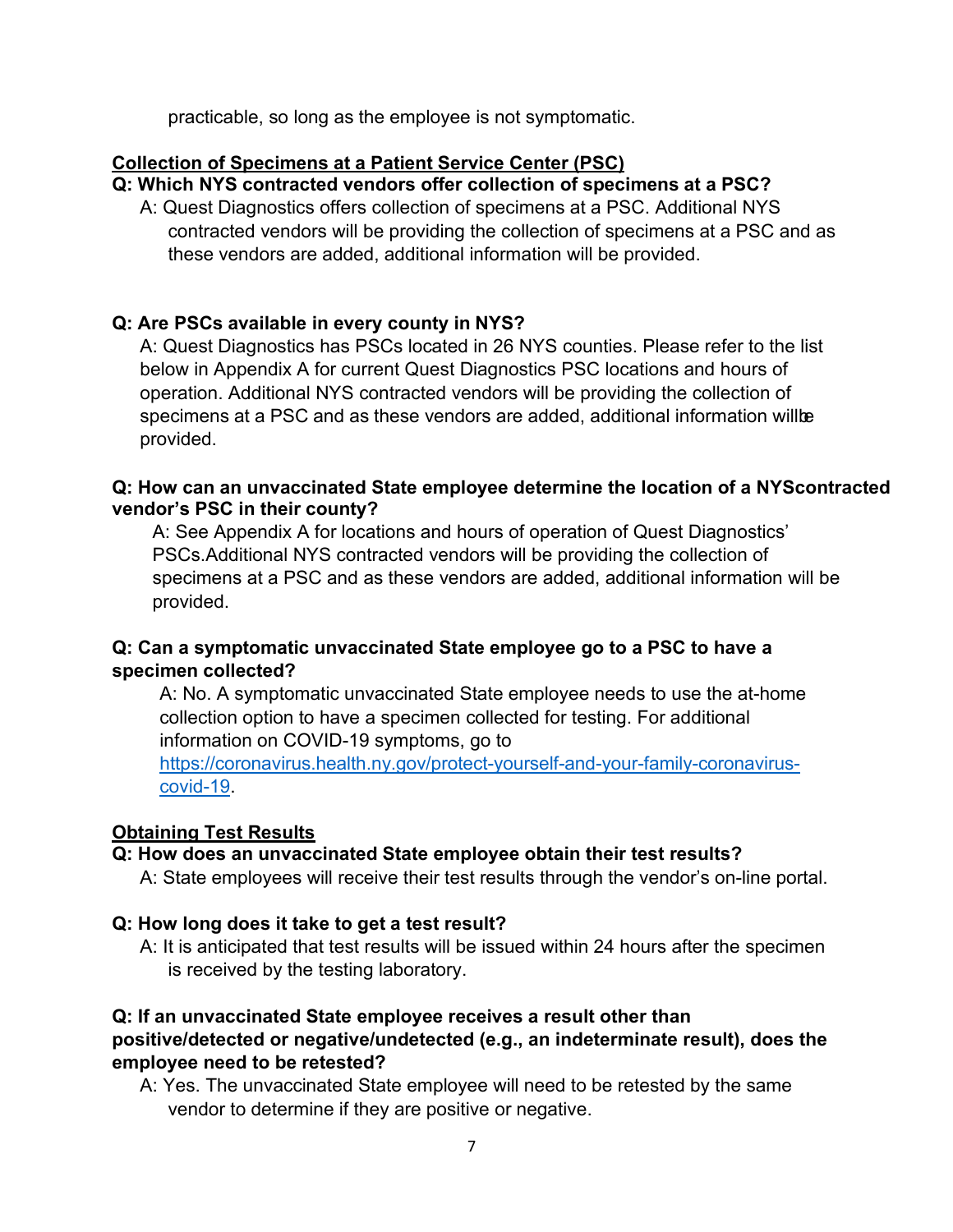practicable, so long as the employee is not symptomatic.

**Collection of Specimens at a Patient Service Center (PSC)**

**Q: Which NYS contracted vendors offer collection of specimens at a PSC?**

A: Quest Diagnostics offers collection of specimens at a PSC. Additional NYS contracted vendors will be providing the collection of specimens at a PSC and as these vendors are added, additional information will be provided.

**Q: Are PSCs available in every county in NYS?**

A: Quest Diagnostics has PSCs located in 26 NYS counties. Please refer to the list below in Appendix A for current Quest Diagnostics PSC locations and hours of operation. Additional NYS contracted vendors will be providing the collection of specimens at a PSC and as these vendors are added, additional information willbe provided.

**Q: How can an unvaccinated State employee determine the location of a NYScontracted vendor's PSC in their county?**

A: See Appendix A for locations and hours of operation of Quest Diagnostics' PSCs.Additional NYS contracted vendors will be providing the collection of specimens at a PSC and as these vendors are added, additional information will be provided.

**Q: Can a symptomatic unvaccinated State employee go to a PSC to have a specimen collected?**

A: No. A symptomatic unvaccinated State employee needs to use the at-home collection option to have a specimen collected for testing. For additional information on COVID-19 symptoms, go to [https://coronavirus.health.ny.gov/protect-yourself-and-your-family-coronavirus-covid-19](https://coronavirus.health.ny.gov/protect-yourself-and-your-family-coronavirus-covid-19).

**Obtaining Test Results**

**Q: How does an unvaccinated State employee obtain their test results?**

A: State employees will receive their test results through the vendor's on-line portal.

**Q: How long does it take to get a test result?**

A: It is anticipated that test results will be issued within 24 hours after the specimen is received by the testing laboratory.

**Q: If an unvaccinated State employee receives a result other than positive/detected or negative/undetected (e.g., an indeterminate result), does the employee need to be retested?**

A: Yes. The unvaccinated State employee will need to be retested by the same vendor to determine if they are positive or negative.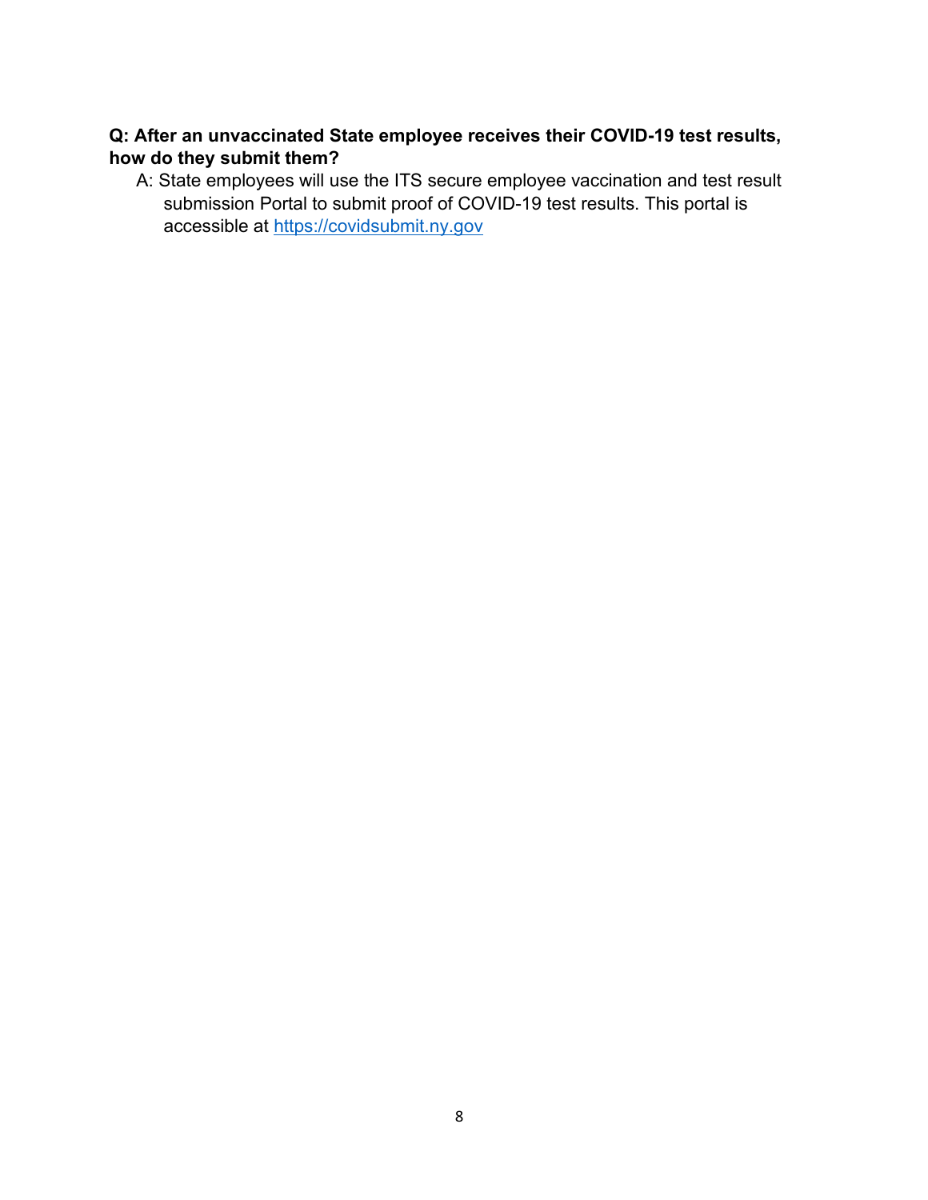**Q: After an unvaccinated State employee receives their COVID-19 test results, how do they submit them?**

A: State employees will use the ITS secure employee vaccination and test result submission Portal to submit proof of COVID-19 test results. This portal is accessible at [https://covidsubmit.ny.gov](https://covidsubmit.ny.gov)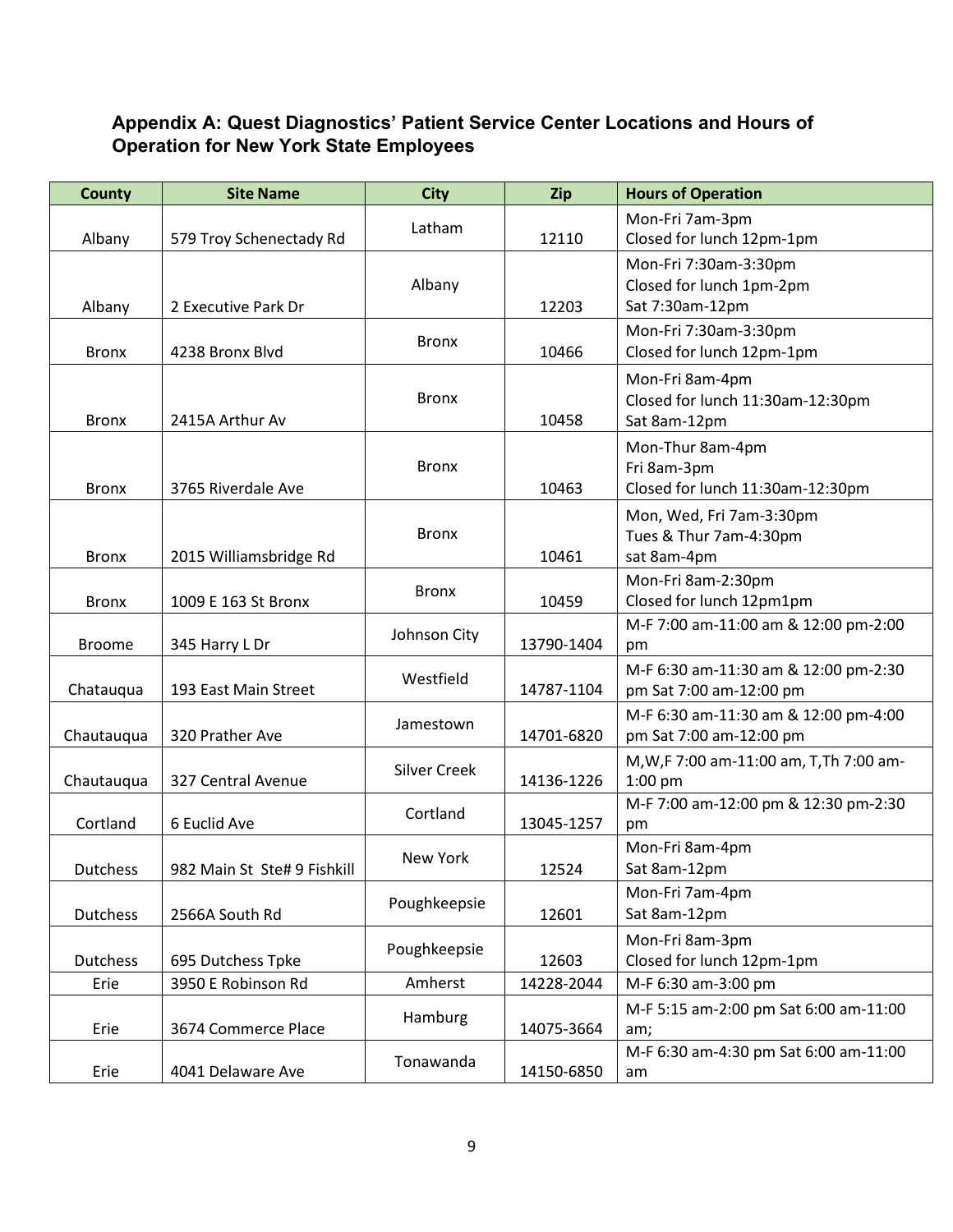### Appendix A: Quest Diagnostics' Patient Service Center Locations and Hours of Operation for New York State Employees

| County | Site Name | City | Zip | Hours of Operation |
|---|---|---|---|---|
| Albany | 579 Troy Schenectady Rd | Latham | 12110 | Mon-Fri 7am-3pm<br>Closed for lunch 12pm-1pm |
| Albany | 2 Executive Park Dr | Albany | 12203 | Mon-Fri 7:30am-3:30pm<br>Closed for lunch 1pm-2pm<br>Sat 7:30am-12pm |
| Bronx | 4238 Bronx Blvd | Bronx | 10466 | Mon-Fri 7:30am-3:30pm<br>Closed for lunch 12pm-1pm |
| Bronx | 2415A Arthur Av | Bronx | 10458 | Mon-Fri 8am-4pm<br>Closed for lunch 11:30am-12:30pm<br>Sat 8am-12pm |
| Bronx | 3765 Riverdale Ave | Bronx | 10463 | Mon-Thur 8am-4pm<br>Fri 8am-3pm<br>Closed for lunch 11:30am-12:30pm |
| Bronx | 2015 Williamsbridge Rd | Bronx | 10461 | Mon, Wed, Fri 7am-3:30pm<br>Tues & Thur 7am-4:30pm<br>sat 8am-4pm |
| Bronx | 1009 E 163 St Bronx | Bronx | 10459 | Mon-Fri 8am-2:30pm<br>Closed for lunch 12pm1pm |
| Broome | 345 Harry L Dr | Johnson City | 13790-1404 | M-F 7:00 am-11:00 am & 12:00 pm-2:00 pm |
| Chatauqua | 193 East Main Street | Westfield | 14787-1104 | M-F 6:30 am-11:30 am & 12:00 pm-2:30 pm Sat 7:00 am-12:00 pm |
| Chautauqua | 320 Prather Ave | Jamestown | 14701-6820 | M-F 6:30 am-11:30 am & 12:00 pm-4:00 pm Sat 7:00 am-12:00 pm |
| Chautauqua | 327 Central Avenue | Silver Creek | 14136-1226 | M,W,F 7:00 am-11:00 am, T,Th 7:00 am-1:00 pm |
| Cortland | 6 Euclid Ave | Cortland | 13045-1257 | M-F 7:00 am-12:00 pm & 12:30 pm-2:30 pm |
| Dutchess | 982 Main St Ste# 9 Fishkill | New York | 12524 | Mon-Fri 8am-4pm<br>Sat 8am-12pm |
| Dutchess | 2566A South Rd | Poughkeepsie | 12601 | Mon-Fri 7am-4pm<br>Sat 8am-12pm |
| Dutchess | 695 Dutchess Tpke | Poughkeepsie | 12603 | Mon-Fri 8am-3pm<br>Closed for lunch 12pm-1pm |
| Erie | 3950 E Robinson Rd | Amherst | 14228-2044 | M-F 6:30 am-3:00 pm |
| Erie | 3674 Commerce Place | Hamburg | 14075-3664 | M-F 5:15 am-2:00 pm Sat 6:00 am-11:00 am; |
| Erie | 4041 Delaware Ave | Tonawanda | 14150-6850 | M-F 6:30 am-4:30 pm Sat 6:00 am-11:00 am |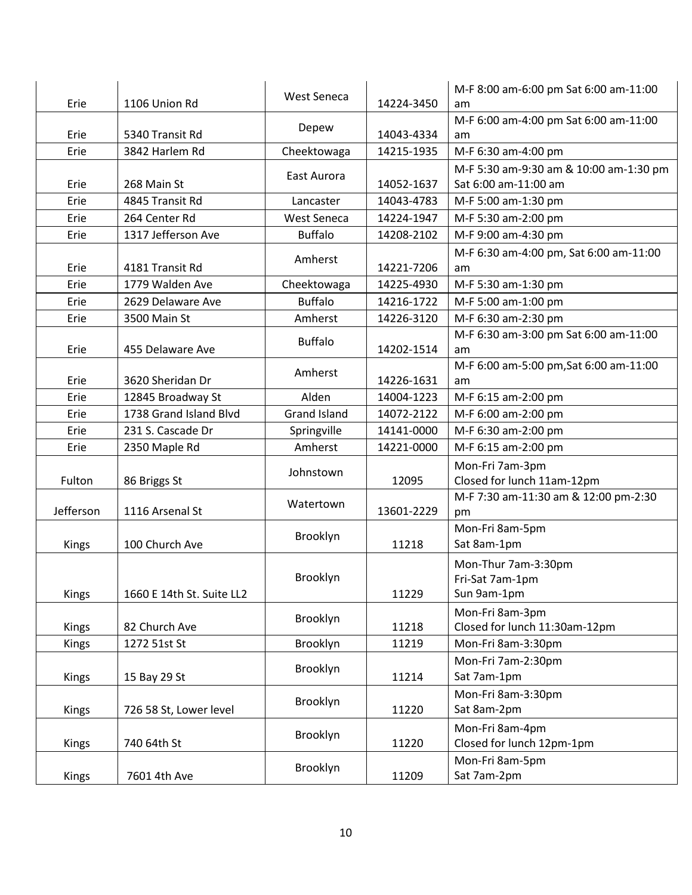| Erie | 1106 Union Rd | West Seneca | 14224-3450 | M-F 8:00 am-6:00 pm Sat 6:00 am-11:00 am |
|---|---|---|---|---|
| Erie | 5340 Transit Rd | Depew | 14043-4334 | M-F 6:00 am-4:00 pm Sat 6:00 am-11:00 am |
| Erie | 3842 Harlem Rd | Cheektowaga | 14215-1935 | M-F 6:30 am-4:00 pm |
| Erie | 268 Main St | East Aurora | 14052-1637 | M-F 5:30 am-9:30 am & 10:00 am-1:30 pm Sat 6:00 am-11:00 am |
| Erie | 4845 Transit Rd | Lancaster | 14043-4783 | M-F 5:00 am-1:30 pm |
| Erie | 264 Center Rd | West Seneca | 14224-1947 | M-F 5:30 am-2:00 pm |
| Erie | 1317 Jefferson Ave | Buffalo | 14208-2102 | M-F 9:00 am-4:30 pm |
| Erie | 4181 Transit Rd | Amherst | 14221-7206 | M-F 6:30 am-4:00 pm, Sat 6:00 am-11:00 am |
| Erie | 1779 Walden Ave | Cheektowaga | 14225-4930 | M-F 5:30 am-1:30 pm |
| Erie | 2629 Delaware Ave | Buffalo | 14216-1722 | M-F 5:00 am-1:00 pm |
| Erie | 3500 Main St | Amherst | 14226-3120 | M-F 6:30 am-2:30 pm |
| Erie | 455 Delaware Ave | Buffalo | 14202-1514 | M-F 6:30 am-3:00 pm Sat 6:00 am-11:00 am |
| Erie | 3620 Sheridan Dr | Amherst | 14226-1631 | M-F 6:00 am-5:00 pm,Sat 6:00 am-11:00 am |
| Erie | 12845 Broadway St | Alden | 14004-1223 | M-F 6:15 am-2:00 pm |
| Erie | 1738 Grand Island Blvd | Grand Island | 14072-2122 | M-F 6:00 am-2:00 pm |
| Erie | 231 S. Cascade Dr | Springville | 14141-0000 | M-F 6:30 am-2:00 pm |
| Erie | 2350 Maple Rd | Amherst | 14221-0000 | M-F 6:15 am-2:00 pm |
| Fulton | 86 Briggs St | Johnstown | 12095 | Mon-Fri 7am-3pm<br>Closed for lunch 11am-12pm |
| Jefferson | 1116 Arsenal St | Watertown | 13601-2229 | M-F 7:30 am-11:30 am & 12:00 pm-2:30 pm |
| Kings | 100 Church Ave | Brooklyn | 11218 | Mon-Fri 8am-5pm<br>Sat 8am-1pm |
| Kings | 1660 E 14th St. Suite LL2 | Brooklyn | 11229 | Mon-Thur 7am-3:30pm<br>Fri-Sat 7am-1pm<br>Sun 9am-1pm |
| Kings | 82 Church Ave | Brooklyn | 11218 | Mon-Fri 8am-3pm<br>Closed for lunch 11:30am-12pm |
| Kings | 1272 51st St | Brooklyn | 11219 | Mon-Fri 8am-3:30pm |
| Kings | 15 Bay 29 St | Brooklyn | 11214 | Mon-Fri 7am-2:30pm<br>Sat 7am-1pm |
| Kings | 726 58 St, Lower level | Brooklyn | 11220 | Mon-Fri 8am-3:30pm<br>Sat 8am-2pm |
| Kings | 740 64th St | Brooklyn | 11220 | Mon-Fri 8am-4pm<br>Closed for lunch 12pm-1pm |
| Kings | 7601 4th Ave | Brooklyn | 11209 | Mon-Fri 8am-5pm<br>Sat 7am-2pm |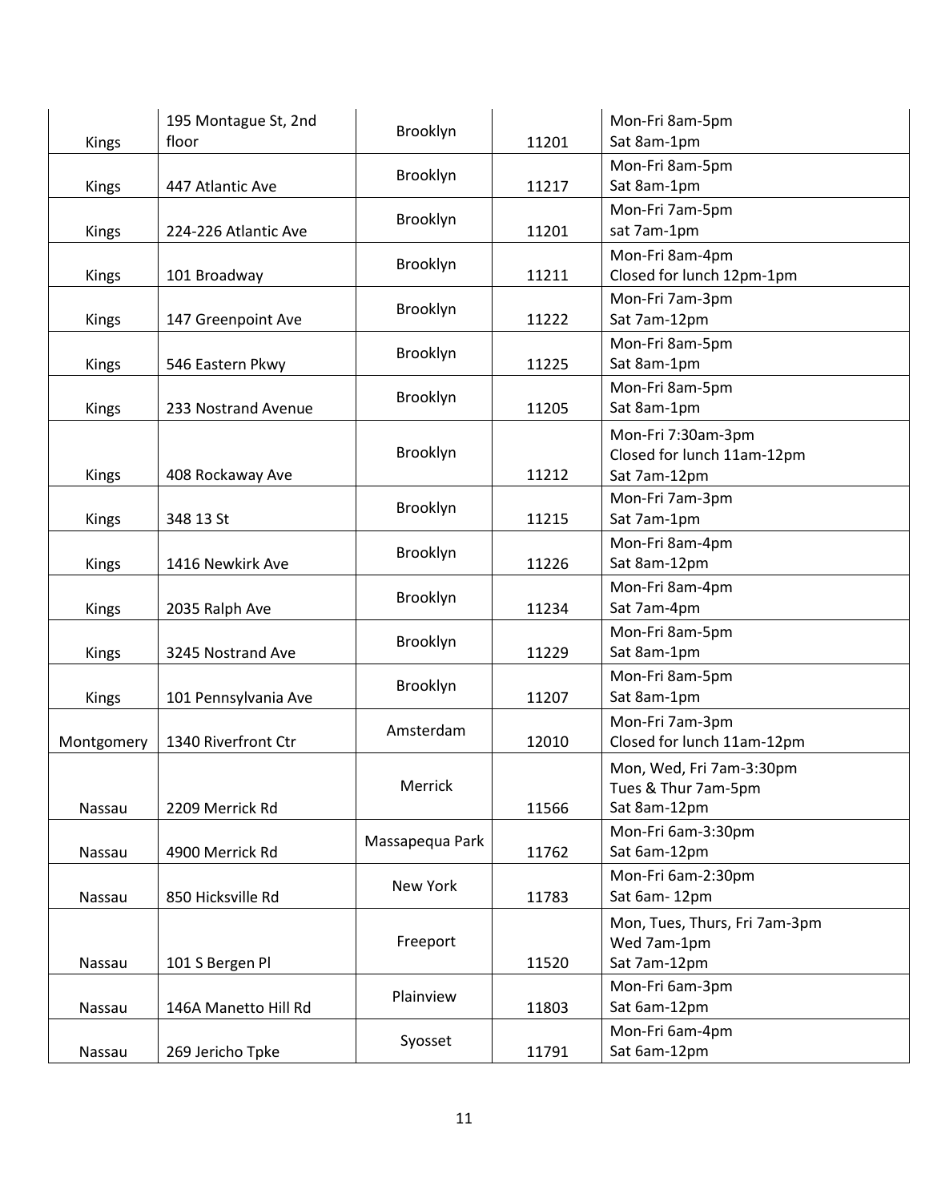| | | | | |
|---|---|---|---|---|
| Kings | 195 Montague St, 2nd floor | Brooklyn | 11201 | Mon-Fri 8am-5pm<br>Sat 8am-1pm |
| Kings | 447 Atlantic Ave | Brooklyn | 11217 | Mon-Fri 8am-5pm<br>Sat 8am-1pm |
| Kings | 224-226 Atlantic Ave | Brooklyn | 11201 | Mon-Fri 7am-5pm<br>sat 7am-1pm |
| Kings | 101 Broadway | Brooklyn | 11211 | Mon-Fri 8am-4pm<br>Closed for lunch 12pm-1pm |
| Kings | 147 Greenpoint Ave | Brooklyn | 11222 | Mon-Fri 7am-3pm<br>Sat 7am-12pm |
| Kings | 546 Eastern Pkwy | Brooklyn | 11225 | Mon-Fri 8am-5pm<br>Sat 8am-1pm |
| Kings | 233 Nostrand Avenue | Brooklyn | 11205 | Mon-Fri 8am-5pm<br>Sat 8am-1pm |
| Kings | 408 Rockaway Ave | Brooklyn | 11212 | Mon-Fri 7:30am-3pm<br>Closed for lunch 11am-12pm<br>Sat 7am-12pm |
| Kings | 348 13 St | Brooklyn | 11215 | Mon-Fri 7am-3pm<br>Sat 7am-1pm |
| Kings | 1416 Newkirk Ave | Brooklyn | 11226 | Mon-Fri 8am-4pm<br>Sat 8am-12pm |
| Kings | 2035 Ralph Ave | Brooklyn | 11234 | Mon-Fri 8am-4pm<br>Sat 7am-4pm |
| Kings | 3245 Nostrand Ave | Brooklyn | 11229 | Mon-Fri 8am-5pm<br>Sat 8am-1pm |
| Kings | 101 Pennsylvania Ave | Brooklyn | 11207 | Mon-Fri 8am-5pm<br>Sat 8am-1pm |
| Montgomery | 1340 Riverfront Ctr | Amsterdam | 12010 | Mon-Fri 7am-3pm<br>Closed for lunch 11am-12pm |
| Nassau | 2209 Merrick Rd | Merrick | 11566 | Mon, Wed, Fri 7am-3:30pm<br>Tues & Thur 7am-5pm<br>Sat 8am-12pm |
| Nassau | 4900 Merrick Rd | Massapequa Park | 11762 | Mon-Fri 6am-3:30pm<br>Sat 6am-12pm |
| Nassau | 850 Hicksville Rd | New York | 11783 | Mon-Fri 6am-2:30pm<br>Sat 6am- 12pm |
| Nassau | 101 S Bergen Pl | Freeport | 11520 | Mon, Tues, Thurs, Fri 7am-3pm<br>Wed 7am-1pm<br>Sat 7am-12pm |
| Nassau | 146A Manetto Hill Rd | Plainview | 11803 | Mon-Fri 6am-3pm<br>Sat 6am-12pm |
| Nassau | 269 Jericho Tpke | Syosset | 11791 | Mon-Fri 6am-4pm<br>Sat 6am-12pm |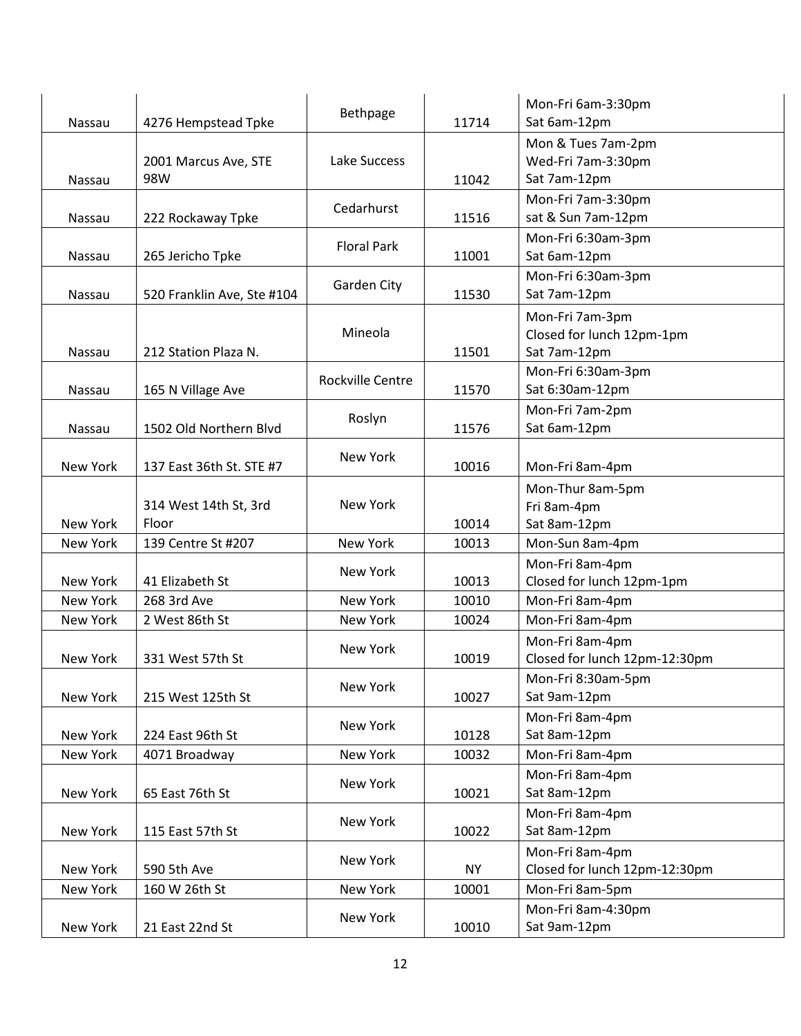| | | | | |
|---|---|---|---|---|
| Nassau | 4276 Hempstead Tpke | Bethpage | 11714 | Mon-Fri 6am-3:30pm<br>Sat 6am-12pm |
| Nassau | 2001 Marcus Ave, STE 98W | Lake Success | 11042 | Mon & Tues 7am-2pm<br>Wed-Fri 7am-3:30pm<br>Sat 7am-12pm |
| Nassau | 222 Rockaway Tpke | Cedarhurst | 11516 | Mon-Fri 7am-3:30pm<br>sat & Sun 7am-12pm |
| Nassau | 265 Jericho Tpke | Floral Park | 11001 | Mon-Fri 6:30am-3pm<br>Sat 6am-12pm |
| Nassau | 520 Franklin Ave, Ste #104 | Garden City | 11530 | Mon-Fri 6:30am-3pm<br>Sat 7am-12pm |
| Nassau | 212 Station Plaza N. | Mineola | 11501 | Mon-Fri 7am-3pm<br>Closed for lunch 12pm-1pm<br>Sat 7am-12pm |
| Nassau | 165 N Village Ave | Rockville Centre | 11570 | Mon-Fri 6:30am-3pm<br>Sat 6:30am-12pm |
| Nassau | 1502 Old Northern Blvd | Roslyn | 11576 | Mon-Fri 7am-2pm<br>Sat 6am-12pm |
| New York | 137 East 36th St. STE #7 | New York | 10016 | Mon-Fri 8am-4pm |
| New York | 314 West 14th St, 3rd Floor | New York | 10014 | Mon-Thur 8am-5pm<br>Fri 8am-4pm<br>Sat 8am-12pm |
| New York | 139 Centre St #207 | New York | 10013 | Mon-Sun 8am-4pm |
| New York | 41 Elizabeth St | New York | 10013 | Mon-Fri 8am-4pm<br>Closed for lunch 12pm-1pm |
| New York | 268 3rd Ave | New York | 10010 | Mon-Fri 8am-4pm |
| New York | 2 West 86th St | New York | 10024 | Mon-Fri 8am-4pm |
| New York | 331 West 57th St | New York | 10019 | Mon-Fri 8am-4pm<br>Closed for lunch 12pm-12:30pm |
| New York | 215 West 125th St | New York | 10027 | Mon-Fri 8:30am-5pm<br>Sat 9am-12pm |
| New York | 224 East 96th St | New York | 10128 | Mon-Fri 8am-4pm<br>Sat 8am-12pm |
| New York | 4071 Broadway | New York | 10032 | Mon-Fri 8am-4pm |
| New York | 65 East 76th St | New York | 10021 | Mon-Fri 8am-4pm<br>Sat 8am-12pm |
| New York | 115 East 57th St | New York | 10022 | Mon-Fri 8am-4pm<br>Sat 8am-12pm |
| New York | 590 5th Ave | New York | NY | Mon-Fri 8am-4pm<br>Closed for lunch 12pm-12:30pm |
| New York | 160 W 26th St | New York | 10001 | Mon-Fri 8am-5pm |
| New York | 21 East 22nd St | New York | 10010 | Mon-Fri 8am-4:30pm<br>Sat 9am-12pm |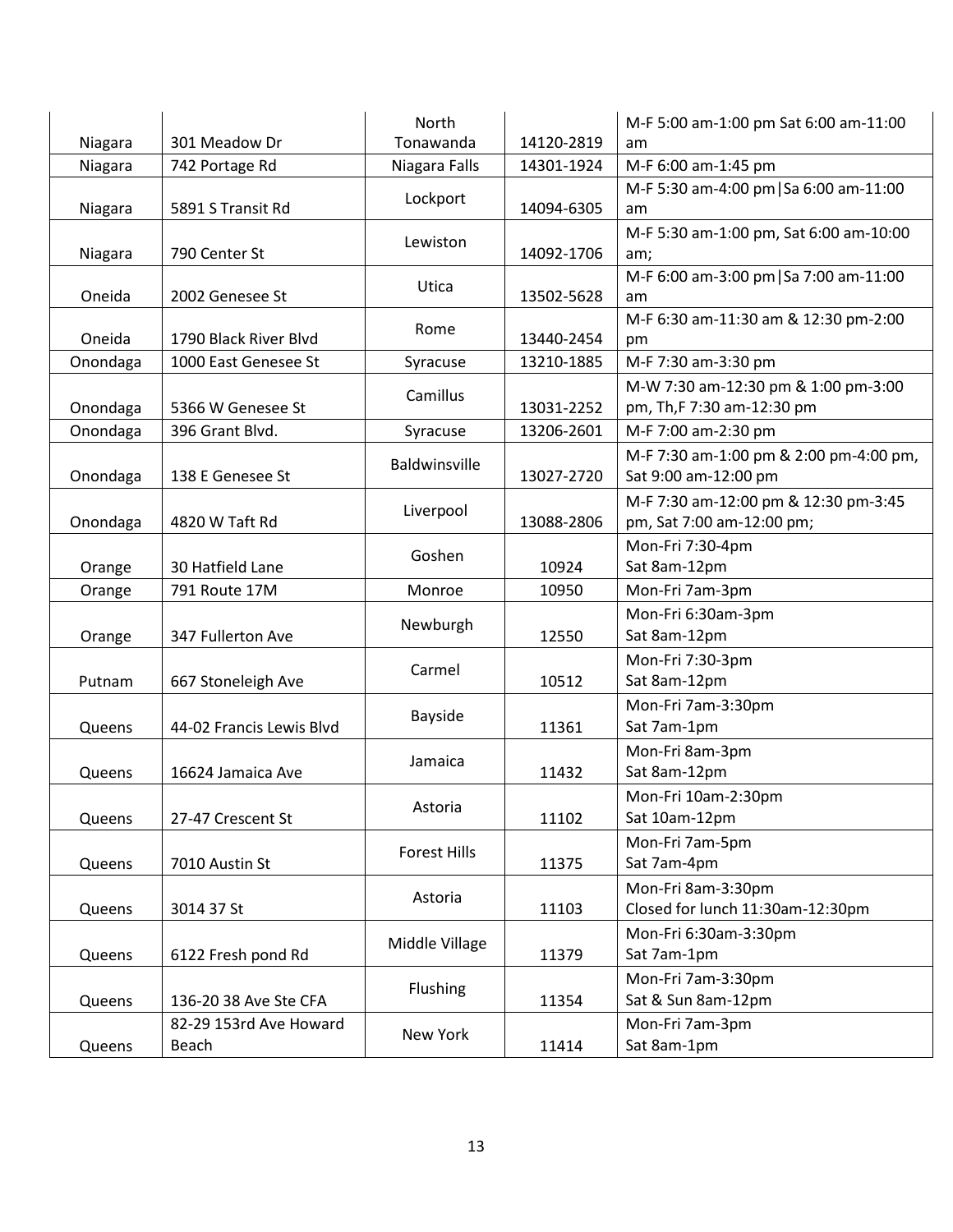| | | | | |
|---|---|---|---|---|
| Niagara | 301 Meadow Dr | North Tonawanda | 14120-2819 | M-F 5:00 am-1:00 pm Sat 6:00 am-11:00 am |
| Niagara | 742 Portage Rd | Niagara Falls | 14301-1924 | M-F 6:00 am-1:45 pm |
| Niagara | 5891 S Transit Rd | Lockport | 14094-6305 | M-F 5:30 am-4:00 pm\|Sa 6:00 am-11:00 am |
| Niagara | 790 Center St | Lewiston | 14092-1706 | M-F 5:30 am-1:00 pm, Sat 6:00 am-10:00 am; |
| Oneida | 2002 Genesee St | Utica | 13502-5628 | M-F 6:00 am-3:00 pm\|Sa 7:00 am-11:00 am |
| Oneida | 1790 Black River Blvd | Rome | 13440-2454 | M-F 6:30 am-11:30 am & 12:30 pm-2:00 pm |
| Onondaga | 1000 East Genesee St | Syracuse | 13210-1885 | M-F 7:30 am-3:30 pm |
| Onondaga | 5366 W Genesee St | Camillus | 13031-2252 | M-W 7:30 am-12:30 pm & 1:00 pm-3:00 pm, Th,F 7:30 am-12:30 pm |
| Onondaga | 396 Grant Blvd. | Syracuse | 13206-2601 | M-F 7:00 am-2:30 pm |
| Onondaga | 138 E Genesee St | Baldwinsville | 13027-2720 | M-F 7:30 am-1:00 pm & 2:00 pm-4:00 pm, Sat 9:00 am-12:00 pm |
| Onondaga | 4820 W Taft Rd | Liverpool | 13088-2806 | M-F 7:30 am-12:00 pm & 12:30 pm-3:45 pm, Sat 7:00 am-12:00 pm; |
| Orange | 30 Hatfield Lane | Goshen | 10924 | Mon-Fri 7:30-4pm Sat 8am-12pm |
| Orange | 791 Route 17M | Monroe | 10950 | Mon-Fri 7am-3pm |
| Orange | 347 Fullerton Ave | Newburgh | 12550 | Mon-Fri 6:30am-3pm Sat 8am-12pm |
| Putnam | 667 Stoneleigh Ave | Carmel | 10512 | Mon-Fri 7:30-3pm Sat 8am-12pm |
| Queens | 44-02 Francis Lewis Blvd | Bayside | 11361 | Mon-Fri 7am-3:30pm Sat 7am-1pm |
| Queens | 16624 Jamaica Ave | Jamaica | 11432 | Mon-Fri 8am-3pm Sat 8am-12pm |
| Queens | 27-47 Crescent St | Astoria | 11102 | Mon-Fri 10am-2:30pm Sat 10am-12pm |
| Queens | 7010 Austin St | Forest Hills | 11375 | Mon-Fri 7am-5pm Sat 7am-4pm |
| Queens | 3014 37 St | Astoria | 11103 | Mon-Fri 8am-3:30pm Closed for lunch 11:30am-12:30pm |
| Queens | 6122 Fresh pond Rd | Middle Village | 11379 | Mon-Fri 6:30am-3:30pm Sat 7am-1pm |
| Queens | 136-20 38 Ave Ste CFA | Flushing | 11354 | Mon-Fri 7am-3:30pm Sat & Sun 8am-12pm |
| Queens | 82-29 153rd Ave Howard Beach | New York | 11414 | Mon-Fri 7am-3pm Sat 8am-1pm |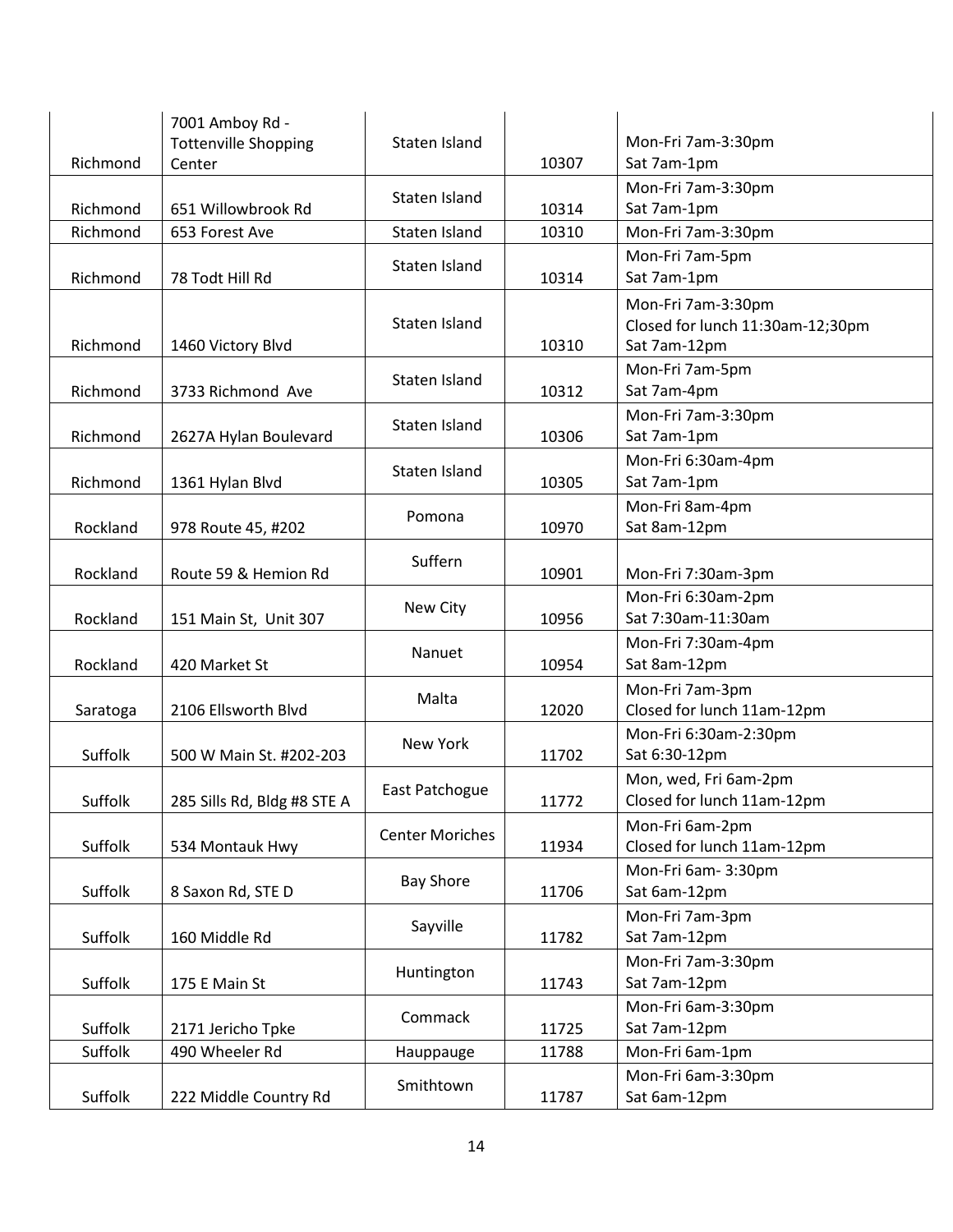| Richmond | 7001 Amboy Rd - Tottenville Shopping Center | Staten Island | 10307 | Mon-Fri 7am-3:30pm<br>Sat 7am-1pm |
|---|---|---|---|---|
| Richmond | 651 Willowbrook Rd | Staten Island | 10314 | Mon-Fri 7am-3:30pm<br>Sat 7am-1pm |
| Richmond | 653 Forest Ave | Staten Island | 10310 | Mon-Fri 7am-3:30pm |
| Richmond | 78 Todt Hill Rd | Staten Island | 10314 | Mon-Fri 7am-5pm<br>Sat 7am-1pm |
| Richmond | 1460 Victory Blvd | Staten Island | 10310 | Mon-Fri 7am-3:30pm<br>Closed for lunch 11:30am-12;30pm<br>Sat 7am-12pm |
| Richmond | 3733 Richmond Ave | Staten Island | 10312 | Mon-Fri 7am-5pm<br>Sat 7am-4pm |
| Richmond | 2627A Hylan Boulevard | Staten Island | 10306 | Mon-Fri 7am-3:30pm<br>Sat 7am-1pm |
| Richmond | 1361 Hylan Blvd | Staten Island | 10305 | Mon-Fri 6:30am-4pm<br>Sat 7am-1pm |
| Rockland | 978 Route 45, #202 | Pomona | 10970 | Mon-Fri 8am-4pm<br>Sat 8am-12pm |
| Rockland | Route 59 & Hemion Rd | Suffern | 10901 | Mon-Fri 7:30am-3pm |
| Rockland | 151 Main St, Unit 307 | New City | 10956 | Mon-Fri 6:30am-2pm<br>Sat 7:30am-11:30am |
| Rockland | 420 Market St | Nanuet | 10954 | Mon-Fri 7:30am-4pm<br>Sat 8am-12pm |
| Saratoga | 2106 Ellsworth Blvd | Malta | 12020 | Mon-Fri 7am-3pm<br>Closed for lunch 11am-12pm |
| Suffolk | 500 W Main St. #202-203 | New York | 11702 | Mon-Fri 6:30am-2:30pm<br>Sat 6:30-12pm |
| Suffolk | 285 Sills Rd, Bldg #8 STE A | East Patchogue | 11772 | Mon, wed, Fri 6am-2pm<br>Closed for lunch 11am-12pm |
| Suffolk | 534 Montauk Hwy | Center Moriches | 11934 | Mon-Fri 6am-2pm<br>Closed for lunch 11am-12pm |
| Suffolk | 8 Saxon Rd, STE D | Bay Shore | 11706 | Mon-Fri 6am- 3:30pm<br>Sat 6am-12pm |
| Suffolk | 160 Middle Rd | Sayville | 11782 | Mon-Fri 7am-3pm<br>Sat 7am-12pm |
| Suffolk | 175 E Main St | Huntington | 11743 | Mon-Fri 7am-3:30pm<br>Sat 7am-12pm |
| Suffolk | 2171 Jericho Tpke | Commack | 11725 | Mon-Fri 6am-3:30pm<br>Sat 7am-12pm |
| Suffolk | 490 Wheeler Rd | Hauppauge | 11788 | Mon-Fri 6am-1pm |
| Suffolk | 222 Middle Country Rd | Smithtown | 11787 | Mon-Fri 6am-3:30pm<br>Sat 6am-12pm |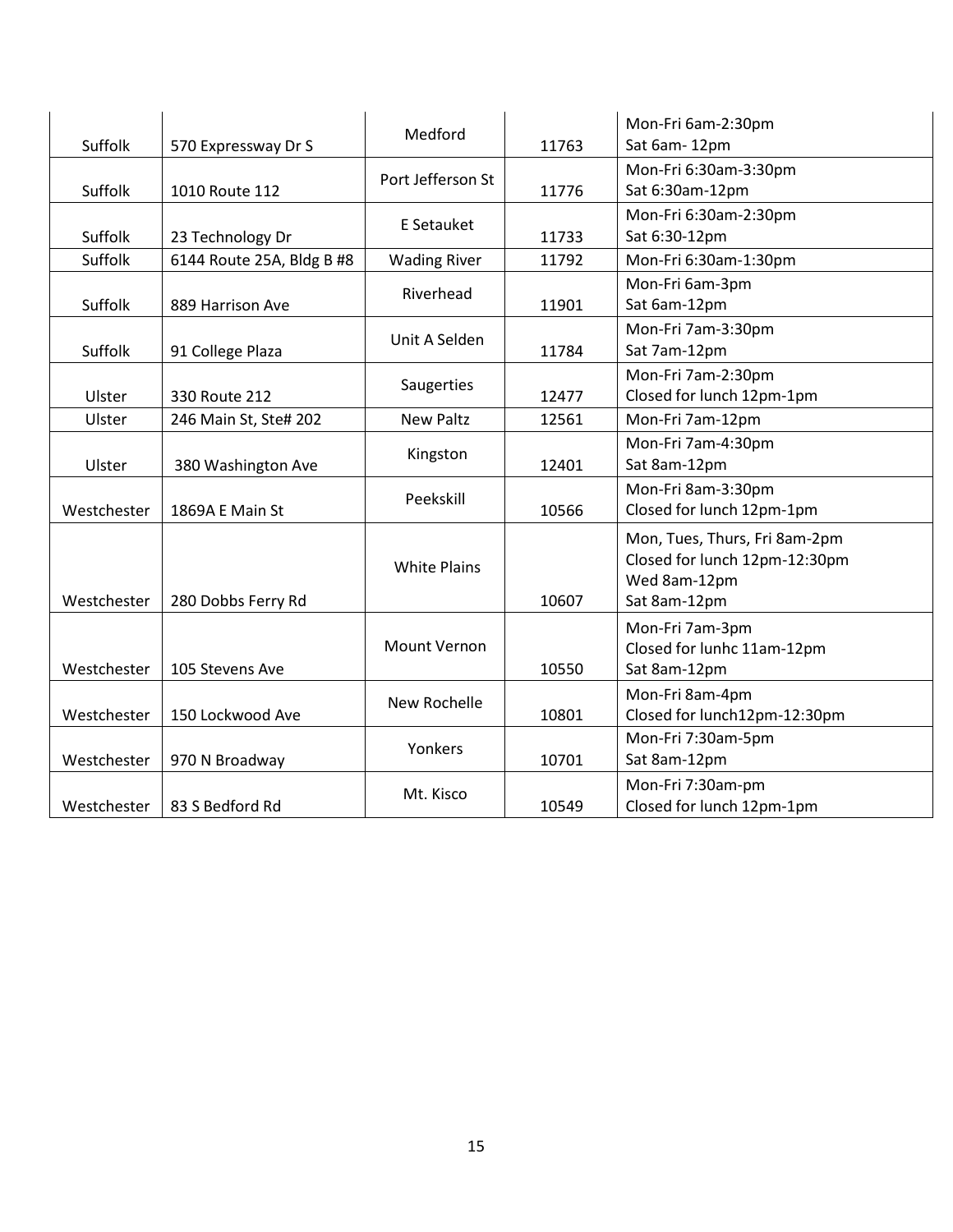| | | | | |
|---|---|---|---|---|
| Suffolk | 570 Expressway Dr S | Medford | 11763 | Mon-Fri 6am-2:30pm<br>Sat 6am- 12pm |
| Suffolk | 1010 Route 112 | Port Jefferson St | 11776 | Mon-Fri 6:30am-3:30pm<br>Sat 6:30am-12pm |
| Suffolk | 23 Technology Dr | E Setauket | 11733 | Mon-Fri 6:30am-2:30pm<br>Sat 6:30-12pm |
| Suffolk | 6144 Route 25A, Bldg B #8 | Wading River | 11792 | Mon-Fri 6:30am-1:30pm |
| Suffolk | 889 Harrison Ave | Riverhead | 11901 | Mon-Fri 6am-3pm<br>Sat 6am-12pm |
| Suffolk | 91 College Plaza | Unit A Selden | 11784 | Mon-Fri 7am-3:30pm<br>Sat 7am-12pm |
| Ulster | 330 Route 212 | Saugerties | 12477 | Mon-Fri 7am-2:30pm<br>Closed for lunch 12pm-1pm |
| Ulster | 246 Main St, Ste# 202 | New Paltz | 12561 | Mon-Fri 7am-12pm |
| Ulster | 380 Washington Ave | Kingston | 12401 | Mon-Fri 7am-4:30pm<br>Sat 8am-12pm |
| Westchester | 1869A E Main St | Peekskill | 10566 | Mon-Fri 8am-3:30pm<br>Closed for lunch 12pm-1pm |
| Westchester | 280 Dobbs Ferry Rd | White Plains | 10607 | Mon, Tues, Thurs, Fri 8am-2pm<br>Closed for lunch 12pm-12:30pm<br>Wed 8am-12pm<br>Sat 8am-12pm |
| Westchester | 105 Stevens Ave | Mount Vernon | 10550 | Mon-Fri 7am-3pm<br>Closed for lunhc 11am-12pm<br>Sat 8am-12pm |
| Westchester | 150 Lockwood Ave | New Rochelle | 10801 | Mon-Fri 8am-4pm<br>Closed for lunch12pm-12:30pm |
| Westchester | 970 N Broadway | Yonkers | 10701 | Mon-Fri 7:30am-5pm<br>Sat 8am-12pm |
| Westchester | 83 S Bedford Rd | Mt. Kisco | 10549 | Mon-Fri 7:30am-pm<br>Closed for lunch 12pm-1pm |